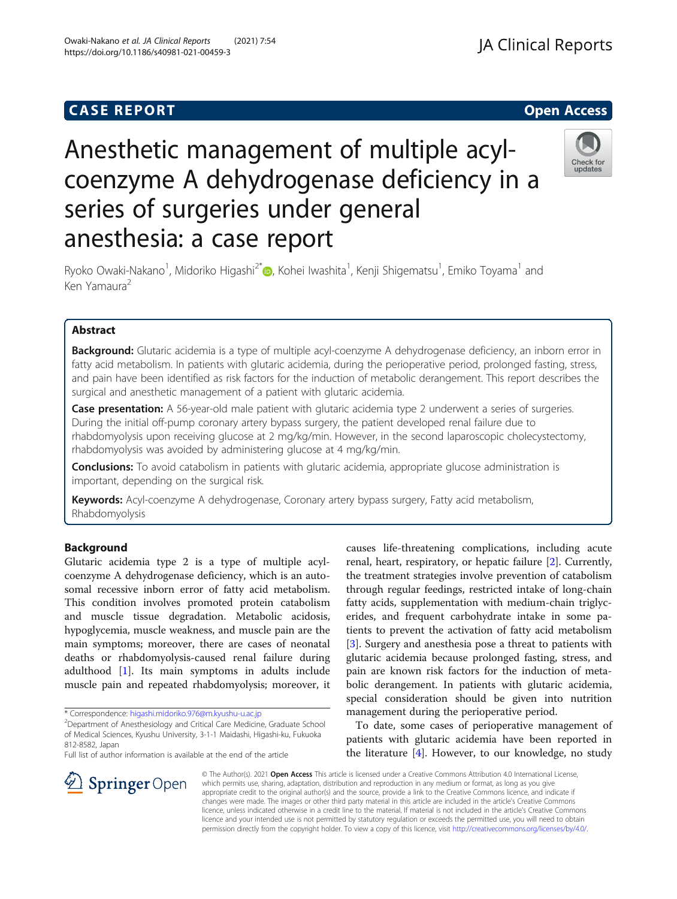CASE REPORT

Open Access

# Anesthetic management of multiple acyl-coenzyme A dehydrogenase deficiency in a series of surgeries under general anesthesia: a case report

Ryoko Owaki-Nakano[1], Midoriko Higashi[2*], Kohei Iwashita[1], Kenji Shigematsu[1], Emiko Toyama[1] and Ken Yamaura[2]

## Abstract

**Background:** Glutaric acidemia is a type of multiple acyl-coenzyme A dehydrogenase deficiency, an inborn error in fatty acid metabolism. In patients with glutaric acidemia, during the perioperative period, prolonged fasting, stress, and pain have been identified as risk factors for the induction of metabolic derangement. This report describes the surgical and anesthetic management of a patient with glutaric acidemia.

**Case presentation:** A 56-year-old male patient with glutaric acidemia type 2 underwent a series of surgeries. During the initial off-pump coronary artery bypass surgery, the patient developed renal failure due to rhabdomyolysis upon receiving glucose at 2 mg/kg/min. However, in the second laparoscopic cholecystectomy, rhabdomyolysis was avoided by administering glucose at 4 mg/kg/min.

**Conclusions:** To avoid catabolism in patients with glutaric acidemia, appropriate glucose administration is important, depending on the surgical risk.

**Keywords:** Acyl-coenzyme A dehydrogenase, Coronary artery bypass surgery, Fatty acid metabolism, Rhabdomyolysis

## Background

Glutaric acidemia type 2 is a type of multiple acyl-coenzyme A dehydrogenase deficiency, which is an autosomal recessive inborn error of fatty acid metabolism. This condition involves promoted protein catabolism and muscle tissue degradation. Metabolic acidosis, hypoglycemia, muscle weakness, and muscle pain are the main symptoms; moreover, there are cases of neonatal deaths or rhabdomyolysis-caused renal failure during adulthood [1]. Its main symptoms in adults include muscle pain and repeated rhabdomyolysis; moreover, it causes life-threatening complications, including acute renal, heart, respiratory, or hepatic failure [2]. Currently, the treatment strategies involve prevention of catabolism through regular feedings, restricted intake of long-chain fatty acids, supplementation with medium-chain triglycerides, and frequent carbohydrate intake in some patients to prevent the activation of fatty acid metabolism [3]. Surgery and anesthesia pose a threat to patients with glutaric acidemia because prolonged fasting, stress, and pain are known risk factors for the induction of metabolic derangement. In patients with glutaric acidemia, special consideration should be given into nutrition management during the perioperative period.

To date, some cases of perioperative management of patients with glutaric acidemia have been reported in the literature [4]. However, to our knowledge, no study

\* Correspondence: higashi.midoriko.976@m.kyushu-u.ac.jp
[2]Department of Anesthesiology and Critical Care Medicine, Graduate School of Medical Sciences, Kyushu University, 3-1-1 Maidashi, Higashi-ku, Fukuoka 812-8582, Japan
Full list of author information is available at the end of the article

© The Author(s). 2021 **Open Access** This article is licensed under a Creative Commons Attribution 4.0 International License, which permits use, sharing, adaptation, distribution and reproduction in any medium or format, as long as you give appropriate credit to the original author(s) and the source, provide a link to the Creative Commons licence, and indicate if changes were made. The images or other third party material in this article are included in the article's Creative Commons licence, unless indicated otherwise in a credit line to the material. If material is not included in the article's Creative Commons licence and your intended use is not permitted by statutory regulation or exceeds the permitted use, you will need to obtain permission directly from the copyright holder. To view a copy of this licence, visit http://creativecommons.org/licenses/by/4.0/.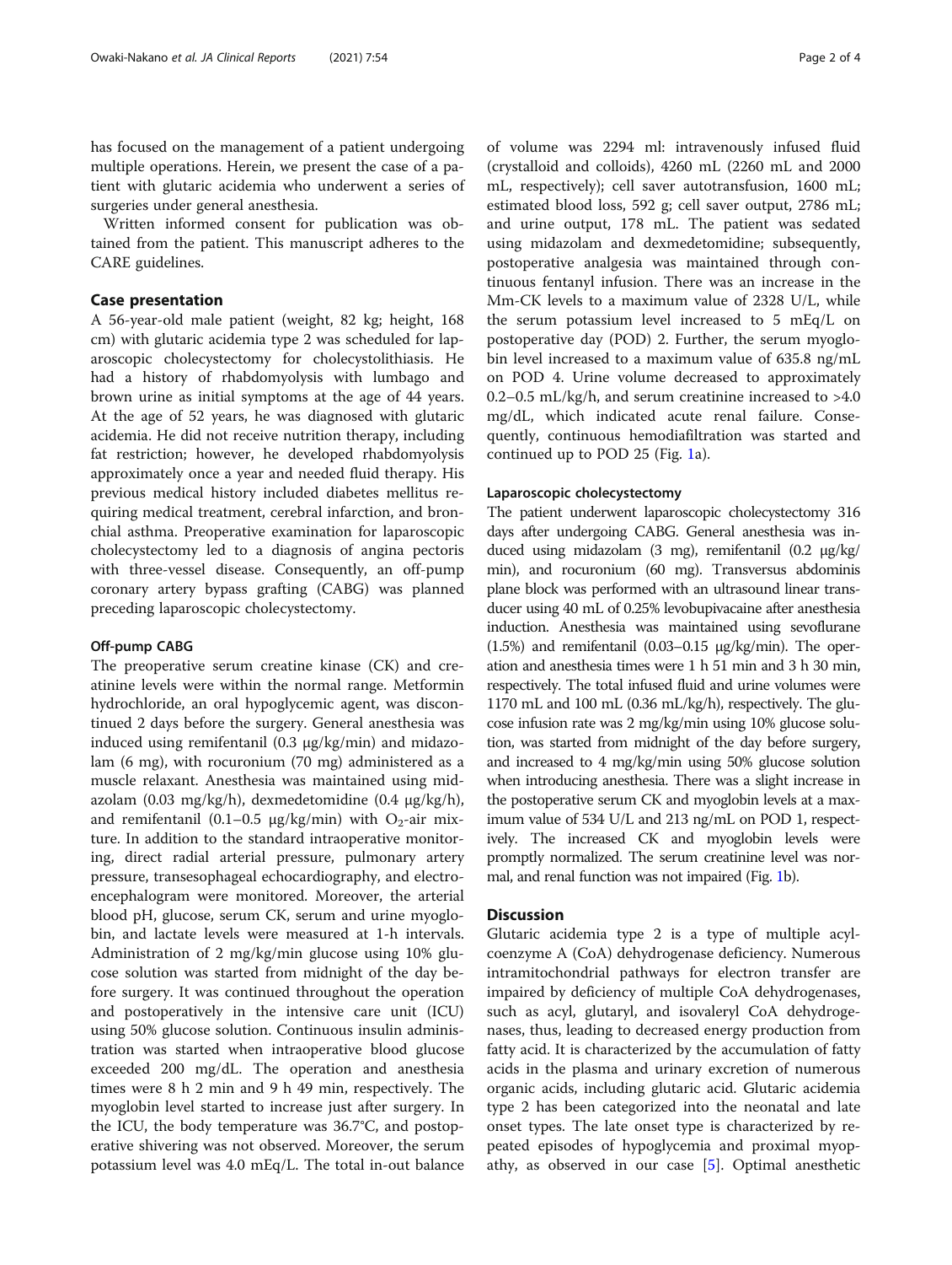has focused on the management of a patient undergoing multiple operations. Herein, we present the case of a patient with glutaric acidemia who underwent a series of surgeries under general anesthesia.

Written informed consent for publication was obtained from the patient. This manuscript adheres to the CARE guidelines.

## Case presentation

A 56-year-old male patient (weight, 82 kg; height, 168 cm) with glutaric acidemia type 2 was scheduled for laparoscopic cholecystectomy for cholecystolithiasis. He had a history of rhabdomyolysis with lumbago and brown urine as initial symptoms at the age of 44 years. At the age of 52 years, he was diagnosed with glutaric acidemia. He did not receive nutrition therapy, including fat restriction; however, he developed rhabdomyolysis approximately once a year and needed fluid therapy. His previous medical history included diabetes mellitus requiring medical treatment, cerebral infarction, and bronchial asthma. Preoperative examination for laparoscopic cholecystectomy led to a diagnosis of angina pectoris with three-vessel disease. Consequently, an off-pump coronary artery bypass grafting (CABG) was planned preceding laparoscopic cholecystectomy.

### Off-pump CABG

The preoperative serum creatine kinase (CK) and creatinine levels were within the normal range. Metformin hydrochloride, an oral hypoglycemic agent, was discontinued 2 days before the surgery. General anesthesia was induced using remifentanil (0.3 μg/kg/min) and midazolam (6 mg), with rocuronium (70 mg) administered as a muscle relaxant. Anesthesia was maintained using midazolam (0.03 mg/kg/h), dexmedetomidine (0.4 μg/kg/h), and remifentanil (0.1–0.5 μg/kg/min) with $O_2$-air mixture. In addition to the standard intraoperative monitoring, direct radial arterial pressure, pulmonary artery pressure, transesophageal echocardiography, and electroencephalogram were monitored. Moreover, the arterial blood pH, glucose, serum CK, serum and urine myoglobin, and lactate levels were measured at 1-h intervals. Administration of 2 mg/kg/min glucose using 10% glucose solution was started from midnight of the day before surgery. It was continued throughout the operation and postoperatively in the intensive care unit (ICU) using 50% glucose solution. Continuous insulin administration was started when intraoperative blood glucose exceeded 200 mg/dL. The operation and anesthesia times were 8 h 2 min and 9 h 49 min, respectively. The myoglobin level started to increase just after surgery. In the ICU, the body temperature was 36.7°C, and postoperative shivering was not observed. Moreover, the serum potassium level was 4.0 mEq/L. The total in-out balance of volume was 2294 ml: intravenously infused fluid (crystalloid and colloids), 4260 mL (2260 mL and 2000 mL, respectively); cell saver autotransfusion, 1600 mL; estimated blood loss, 592 g; cell saver output, 2786 mL; and urine output, 178 mL. The patient was sedated using midazolam and dexmedetomidine; subsequently, postoperative analgesia was maintained through continuous fentanyl infusion. There was an increase in the Mm-CK levels to a maximum value of 2328 U/L, while the serum potassium level increased to 5 mEq/L on postoperative day (POD) 2. Further, the serum myoglobin level increased to a maximum value of 635.8 ng/mL on POD 4. Urine volume decreased to approximately 0.2–0.5 mL/kg/h, and serum creatinine increased to >4.0 mg/dL, which indicated acute renal failure. Consequently, continuous hemodiafiltration was started and continued up to POD 25 (Fig. 1a).

### Laparoscopic cholecystectomy

The patient underwent laparoscopic cholecystectomy 316 days after undergoing CABG. General anesthesia was induced using midazolam (3 mg), remifentanil (0.2 μg/kg/min), and rocuronium (60 mg). Transversus abdominis plane block was performed with an ultrasound linear transducer using 40 mL of 0.25% levobupivacaine after anesthesia induction. Anesthesia was maintained using sevoflurane (1.5%) and remifentanil (0.03–0.15 μg/kg/min). The operation and anesthesia times were 1 h 51 min and 3 h 30 min, respectively. The total infused fluid and urine volumes were 1170 mL and 100 mL (0.36 mL/kg/h), respectively. The glucose infusion rate was 2 mg/kg/min using 10% glucose solution, was started from midnight of the day before surgery, and increased to 4 mg/kg/min using 50% glucose solution when introducing anesthesia. There was a slight increase in the postoperative serum CK and myoglobin levels at a maximum value of 534 U/L and 213 ng/mL on POD 1, respectively. The increased CK and myoglobin levels were promptly normalized. The serum creatinine level was normal, and renal function was not impaired (Fig. 1b).

## Discussion

Glutaric acidemia type 2 is a type of multiple acyl-coenzyme A (CoA) dehydrogenase deficiency. Numerous intramitochondrial pathways for electron transfer are impaired by deficiency of multiple CoA dehydrogenases, such as acyl, glutaryl, and isovaleryl CoA dehydrogenases, thus, leading to decreased energy production from fatty acid. It is characterized by the accumulation of fatty acids in the plasma and urinary excretion of numerous organic acids, including glutaric acid. Glutaric acidemia type 2 has been categorized into the neonatal and late onset types. The late onset type is characterized by repeated episodes of hypoglycemia and proximal myopathy, as observed in our case [5]. Optimal anesthetic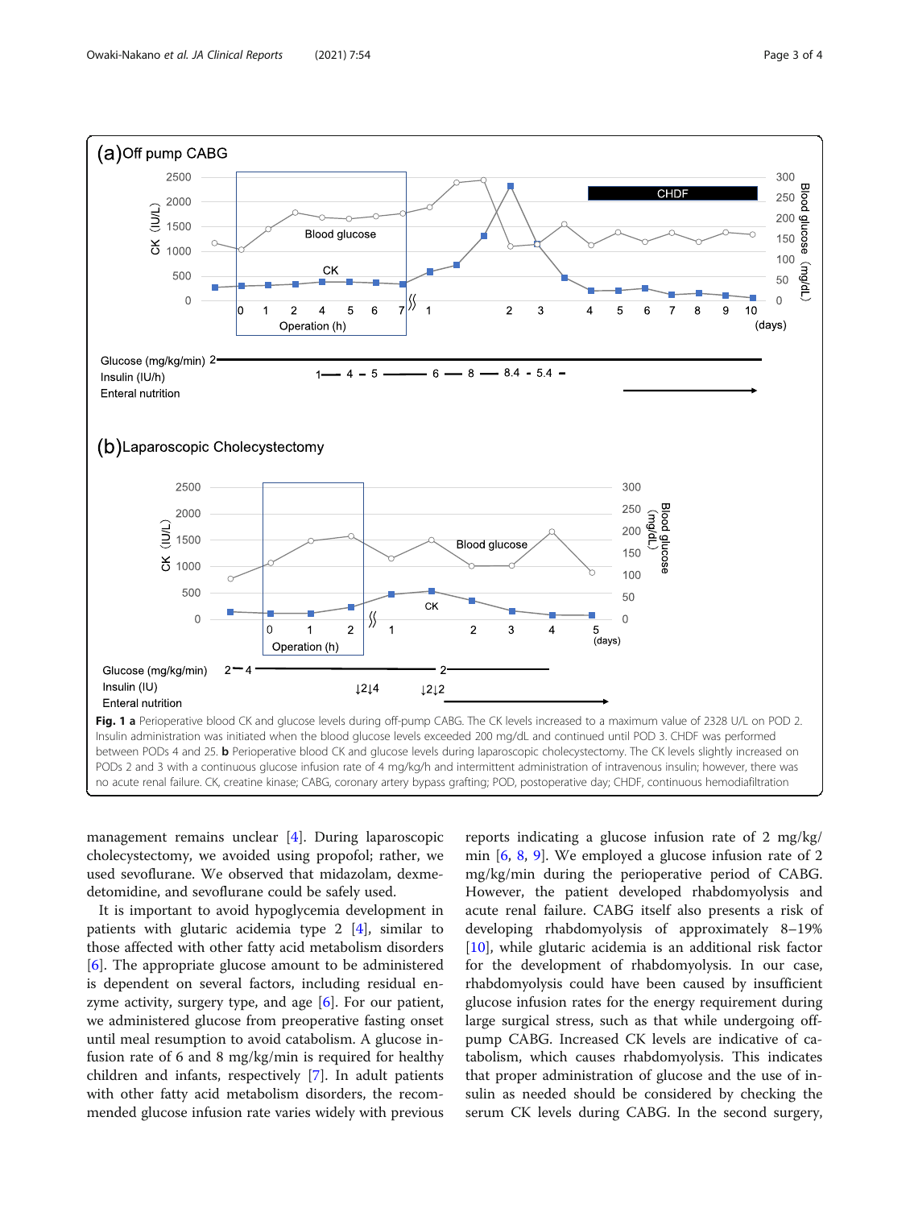**Fig. 1 a** Perioperative blood CK and glucose levels during off-pump CABG. The CK levels increased to a maximum value of 2328 U/L on POD 2. Insulin administration was initiated when the blood glucose levels exceeded 200 mg/dL and continued until POD 3. CHDF was performed between PODs 4 and 25. **b** Perioperative blood CK and glucose levels during laparoscopic cholecystectomy. The CK levels slightly increased on PODs 2 and 3 with a continuous glucose infusion rate of 4 mg/kg/h and intermittent administration of intravenous insulin; however, there was no acute renal failure. CK, creatine kinase; CABG, coronary artery bypass grafting; POD, postoperative day; CHDF, continuous hemodiafiltration

management remains unclear [4]. During laparoscopic cholecystectomy, we avoided using propofol; rather, we used sevoflurane. We observed that midazolam, dexmedetomidine, and sevoflurane could be safely used.

It is important to avoid hypoglycemia development in patients with glutaric acidemia type 2 [4], similar to those affected with other fatty acid metabolism disorders [6]. The appropriate glucose amount to be administered is dependent on several factors, including residual enzyme activity, surgery type, and age [6]. For our patient, we administered glucose from preoperative fasting onset until meal resumption to avoid catabolism. A glucose infusion rate of 6 and 8 mg/kg/min is required for healthy children and infants, respectively [7]. In adult patients with other fatty acid metabolism disorders, the recommended glucose infusion rate varies widely with previous reports indicating a glucose infusion rate of 2 mg/kg/min [6, 8, 9]. We employed a glucose infusion rate of 2 mg/kg/min during the perioperative period of CABG. However, the patient developed rhabdomyolysis and acute renal failure. CABG itself also presents a risk of developing rhabdomyolysis of approximately 8–19% [10], while glutaric acidemia is an additional risk factor for the development of rhabdomyolysis. In our case, rhabdomyolysis could have been caused by insufficient glucose infusion rates for the energy requirement during large surgical stress, such as that while undergoing off-pump CABG. Increased CK levels are indicative of catabolism, which causes rhabdomyolysis. This indicates that proper administration of glucose and the use of insulin as needed should be considered by checking the serum CK levels during CABG. In the second surgery,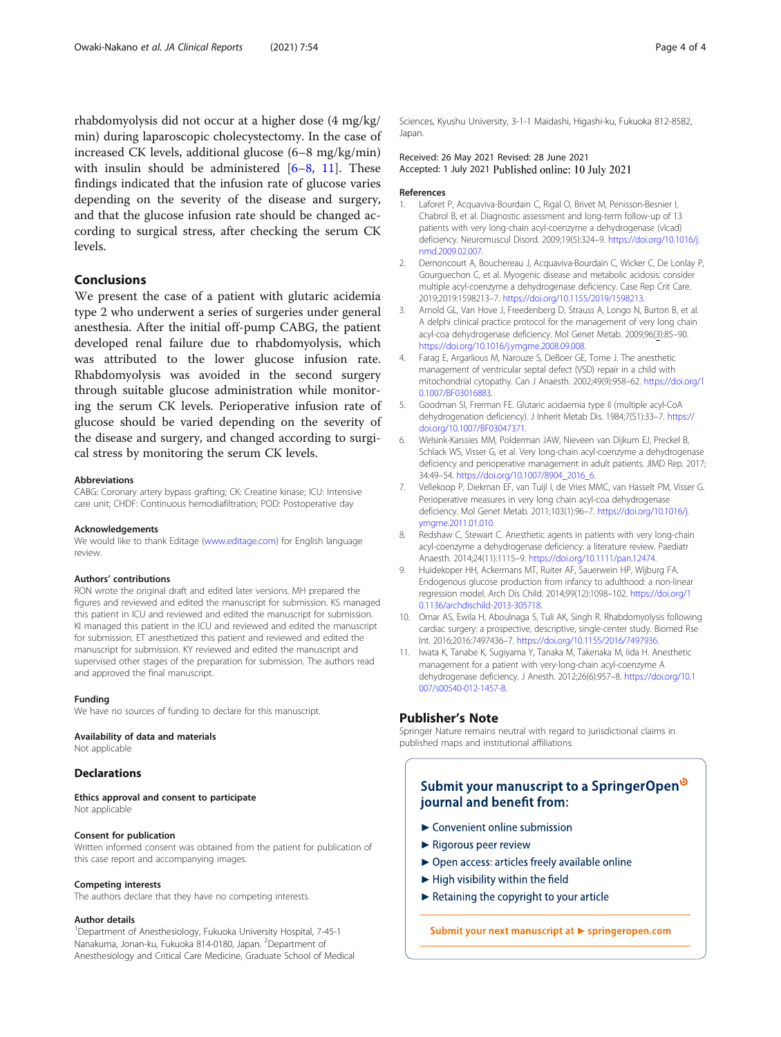rhabdomyolysis did not occur at a higher dose (4 mg/kg/min) during laparoscopic cholecystectomy. In the case of increased CK levels, additional glucose (6–8 mg/kg/min) with insulin should be administered [6–8, 11]. These findings indicated that the infusion rate of glucose varies depending on the severity of the disease and surgery, and that the glucose infusion rate should be changed according to surgical stress, after checking the serum CK levels.

## Conclusions

We present the case of a patient with glutaric acidemia type 2 who underwent a series of surgeries under general anesthesia. After the initial off-pump CABG, the patient developed renal failure due to rhabdomyolysis, which was attributed to the lower glucose infusion rate. Rhabdomyolysis was avoided in the second surgery through suitable glucose administration while monitoring the serum CK levels. Perioperative infusion rate of glucose should be varied depending on the severity of the disease and surgery, and changed according to surgical stress by monitoring the serum CK levels.

#### Abbreviations

CABG: Coronary artery bypass grafting; CK: Creatine kinase; ICU: Intensive care unit; CHDF: Continuous hemodiafiltration; POD: Postoperative day

#### Acknowledgements

We would like to thank Editage (www.editage.com) for English language review.

#### Authors' contributions

RON wrote the original draft and edited later versions. MH prepared the figures and reviewed and edited the manuscript for submission. KS managed this patient in ICU and reviewed and edited the manuscript for submission. KI managed this patient in the ICU and reviewed and edited the manuscript for submission. ET anesthetized this patient and reviewed and edited the manuscript for submission. KY reviewed and edited the manuscript and supervised other stages of the preparation for submission. The authors read and approved the final manuscript.

#### Funding

We have no sources of funding to declare for this manuscript.

#### Availability of data and materials

Not applicable

## Declarations

#### Ethics approval and consent to participate

Not applicable

#### Consent for publication

Written informed consent was obtained from the patient for publication of this case report and accompanying images.

#### Competing interests

The authors declare that they have no competing interests.

#### Author details

[1]Department of Anesthesiology, Fukuoka University Hospital, 7-45-1 Nanakuma, Jonan-ku, Fukuoka 814-0180, Japan. [2]Department of Anesthesiology and Critical Care Medicine, Graduate School of Medical Sciences, Kyushu University, 3-1-1 Maidashi, Higashi-ku, Fukuoka 812-8582, Japan.

Received: 26 May 2021 Revised: 28 June 2021
Accepted: 1 July 2021 Published online: 10 July 2021

#### References

1. Laforet P, Acquaviva-Bourdain C, Rigal O, Brivet M, Penisson-Besnier I, Chabrol B, et al. Diagnostic assessment and long-term follow-up of 13 patients with very long-chain acyl-coenzyme a dehydrogenase (vlcad) deficiency. Neuromuscul Disord. 2009;19(5):324–9. https://doi.org/10.1016/j.nmd.2009.02.007.
2. Dernoncourt A, Bouchereau J, Acquaviva-Bourdain C, Wicker C, De Lonlay P, Gourguechon C, et al. Myogenic disease and metabolic acidosis: consider multiple acyl-coenzyme a dehydrogenase deficiency. Case Rep Crit Care. 2019;2019:1598213–7. https://doi.org/10.1155/2019/1598213.
3. Arnold GL, Van Hove J, Freedenberg D, Strauss A, Longo N, Burton B, et al. A delphi clinical practice protocol for the management of very long chain acyl-coa dehydrogenase deficiency. Mol Genet Metab. 2009;96(3):85–90. https://doi.org/10.1016/j.ymgme.2008.09.008.
4. Farag E, Argarlious M, Narouze S, DeBoer GE, Tome J. The anesthetic management of ventricular septal defect (VSD) repair in a child with mitochondrial cytopathy. Can J Anaesth. 2002;49(9):958–62. https://doi.org/10.1007/BF03016883.
5. Goodman SI, Frerman FE. Glutaric acidaemia type II (multiple acyl-CoA dehydrogenation deficiency). J Inherit Metab Dis. 1984;7(S1):33–7. https://doi.org/10.1007/BF03047371.
6. Welsink-Karssies MM, Polderman JAW, Nieveen van Dijkum EJ, Preckel B, Schlack WS, Visser G, et al. Very long chain acyl-coenzyme a dehydrogenase deficiency and perioperative management in adult patients. JIMD Rep. 2017;34:49–54. https://doi.org/10.1007/8904_2016_6.
7. Vellekoop P, Diekman EF, van Tuijl I, de Vries MMC, van Hasselt PM, Visser G. Perioperative measures in very long chain acyl-coa dehydrogenase deficiency. Mol Genet Metab. 2011;103(1):96–7. https://doi.org/10.1016/j.ymgme.2011.01.010.
8. Redshaw C, Stewart C. Anesthetic agents in patients with very long-chain acyl-coenzyme a dehydrogenase deficiency: a literature review. Paediatr Anaesth. 2014;24(11):1115–9. https://doi.org/10.1111/pan.12474.
9. Huidekoper HH, Ackermans MT, Ruiter AF, Sauerwein HP, Wijburg FA. Endogenous glucose production from infancy to adulthood: a non-linear regression model. Arch Dis Child. 2014;99(12):1098–102. https://doi.org/10.1136/archdischild-2013-305718.
10. Omar AS, Ewila H, Aboulnaga S, Tuli AK, Singh R. Rhabdomyolysis following cardiac surgery: a prospective, descriptive, single-center study. Biomed Rse Int. 2016;2016:7497436–7. https://doi.org/10.1155/2016/7497936.
11. Iwata K, Tanabe K, Sugiyama Y, Tanaka M, Takenaka M, Iida H. Anesthetic management for a patient with very-long-chain acyl-coenzyme A dehydrogenase deficiency. J Anesth. 2012;26(6):957–8. https://doi.org/10.1007/s00540-012-1457-8.

## Publisher's Note

Springer Nature remains neutral with regard to jurisdictional claims in published maps and institutional affiliations.